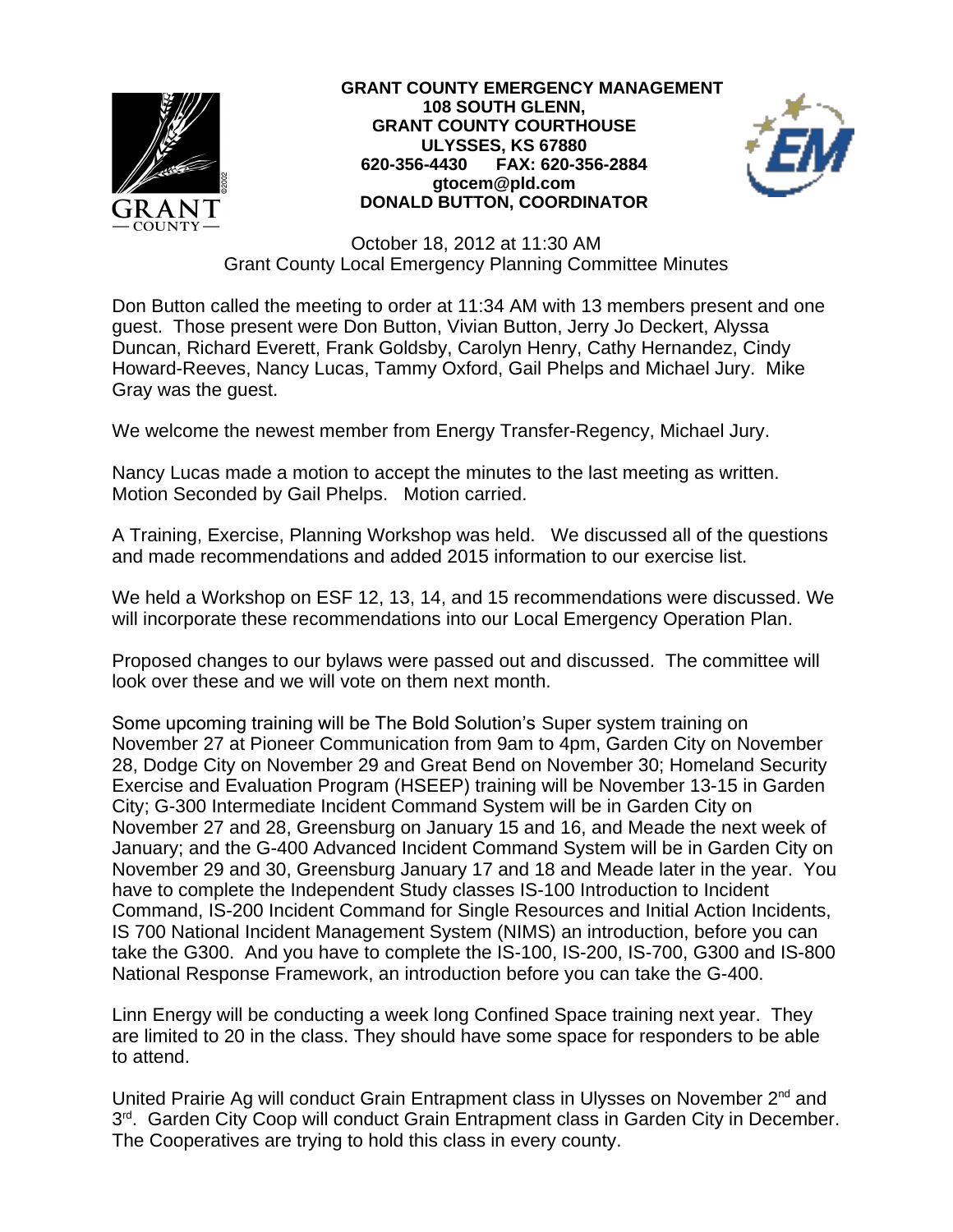**GRANT COUNTY EMERGENCY MANAGEMENT**
**108 SOUTH GLENN,**
**GRANT COUNTY COURTHOUSE**
**ULYSSES, KS 67880**
**620-356-4430 FAX: 620-356-2884**
**gtocem@pld.com**
**DONALD BUTTON, COORDINATOR**

October 18, 2012 at 11:30 AM
Grant County Local Emergency Planning Committee Minutes

Don Button called the meeting to order at 11:34 AM with 13 members present and one guest. Those present were Don Button, Vivian Button, Jerry Jo Deckert, Alyssa Duncan, Richard Everett, Frank Goldsby, Carolyn Henry, Cathy Hernandez, Cindy Howard-Reeves, Nancy Lucas, Tammy Oxford, Gail Phelps and Michael Jury. Mike Gray was the guest.

We welcome the newest member from Energy Transfer-Regency, Michael Jury.

Nancy Lucas made a motion to accept the minutes to the last meeting as written. Motion Seconded by Gail Phelps. Motion carried.

A Training, Exercise, Planning Workshop was held. We discussed all of the questions and made recommendations and added 2015 information to our exercise list.

We held a Workshop on ESF 12, 13, 14, and 15 recommendations were discussed. We will incorporate these recommendations into our Local Emergency Operation Plan.

Proposed changes to our bylaws were passed out and discussed. The committee will look over these and we will vote on them next month.

Some upcoming training will be The Bold Solution's Super system training on November 27 at Pioneer Communication from 9am to 4pm, Garden City on November 28, Dodge City on November 29 and Great Bend on November 30; Homeland Security Exercise and Evaluation Program (HSEEP) training will be November 13-15 in Garden City; G-300 Intermediate Incident Command System will be in Garden City on November 27 and 28, Greensburg on January 15 and 16, and Meade the next week of January; and the G-400 Advanced Incident Command System will be in Garden City on November 29 and 30, Greensburg January 17 and 18 and Meade later in the year. You have to complete the Independent Study classes IS-100 Introduction to Incident Command, IS-200 Incident Command for Single Resources and Initial Action Incidents, IS 700 National Incident Management System (NIMS) an introduction, before you can take the G300. And you have to complete the IS-100, IS-200, IS-700, G300 and IS-800 National Response Framework, an introduction before you can take the G-400.

Linn Energy will be conducting a week long Confined Space training next year. They are limited to 20 in the class. They should have some space for responders to be able to attend.

United Prairie Ag will conduct Grain Entrapment class in Ulysses on November 2nd and 3rd. Garden City Coop will conduct Grain Entrapment class in Garden City in December. The Cooperatives are trying to hold this class in every county.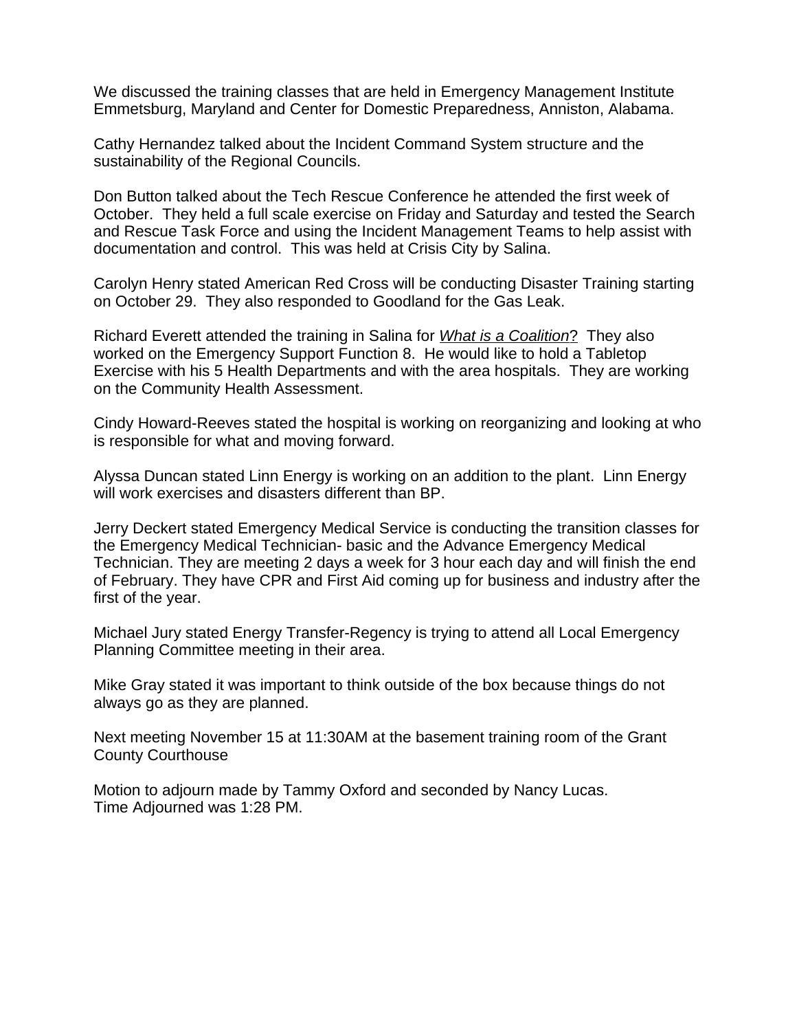We discussed the training classes that are held in Emergency Management Institute Emmetsburg, Maryland and Center for Domestic Preparedness, Anniston, Alabama.

Cathy Hernandez talked about the Incident Command System structure and the sustainability of the Regional Councils.

Don Button talked about the Tech Rescue Conference he attended the first week of October. They held a full scale exercise on Friday and Saturday and tested the Search and Rescue Task Force and using the Incident Management Teams to help assist with documentation and control. This was held at Crisis City by Salina.

Carolyn Henry stated American Red Cross will be conducting Disaster Training starting on October 29. They also responded to Goodland for the Gas Leak.

Richard Everett attended the training in Salina for *What is a Coalition*? They also worked on the Emergency Support Function 8. He would like to hold a Tabletop Exercise with his 5 Health Departments and with the area hospitals. They are working on the Community Health Assessment.

Cindy Howard-Reeves stated the hospital is working on reorganizing and looking at who is responsible for what and moving forward.

Alyssa Duncan stated Linn Energy is working on an addition to the plant. Linn Energy will work exercises and disasters different than BP.

Jerry Deckert stated Emergency Medical Service is conducting the transition classes for the Emergency Medical Technician- basic and the Advance Emergency Medical Technician. They are meeting 2 days a week for 3 hour each day and will finish the end of February. They have CPR and First Aid coming up for business and industry after the first of the year.

Michael Jury stated Energy Transfer-Regency is trying to attend all Local Emergency Planning Committee meeting in their area.

Mike Gray stated it was important to think outside of the box because things do not always go as they are planned.

Next meeting November 15 at 11:30AM at the basement training room of the Grant County Courthouse

Motion to adjourn made by Tammy Oxford and seconded by Nancy Lucas.
Time Adjourned was 1:28 PM.